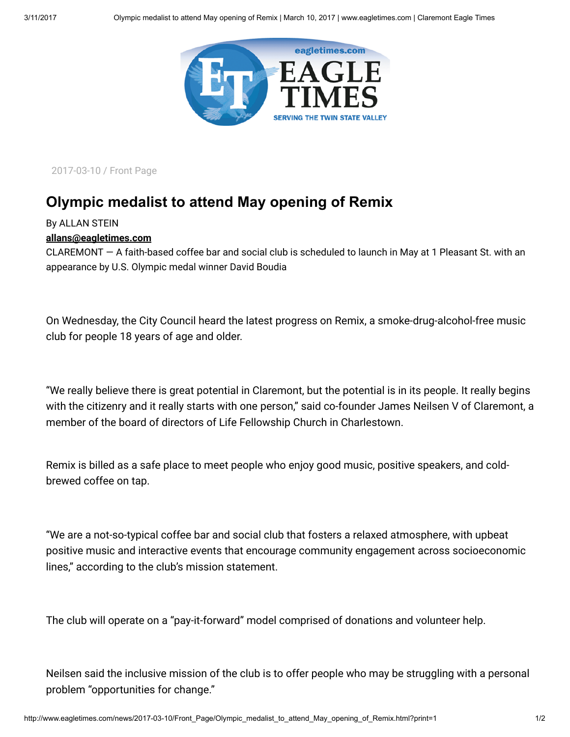2017-03-10 / Front Page

# Olympic medalist to attend May opening of Remix

By ALLAN STEIN

**allans@eagletimes.com**

CLAREMONT — A faith-based coffee bar and social club is scheduled to launch in May at 1 Pleasant St. with an appearance by U.S. Olympic medal winner David Boudia

On Wednesday, the City Council heard the latest progress on Remix, a smoke-drug-alcohol-free music club for people 18 years of age and older.

"We really believe there is great potential in Claremont, but the potential is in its people. It really begins with the citizenry and it really starts with one person," said co-founder James Neilsen V of Claremont, a member of the board of directors of Life Fellowship Church in Charlestown.

Remix is billed as a safe place to meet people who enjoy good music, positive speakers, and cold-brewed coffee on tap.

"We are a not-so-typical coffee bar and social club that fosters a relaxed atmosphere, with upbeat positive music and interactive events that encourage community engagement across socioeconomic lines," according to the club's mission statement.

The club will operate on a "pay-it-forward" model comprised of donations and volunteer help.

Neilsen said the inclusive mission of the club is to offer people who may be struggling with a personal problem "opportunities for change."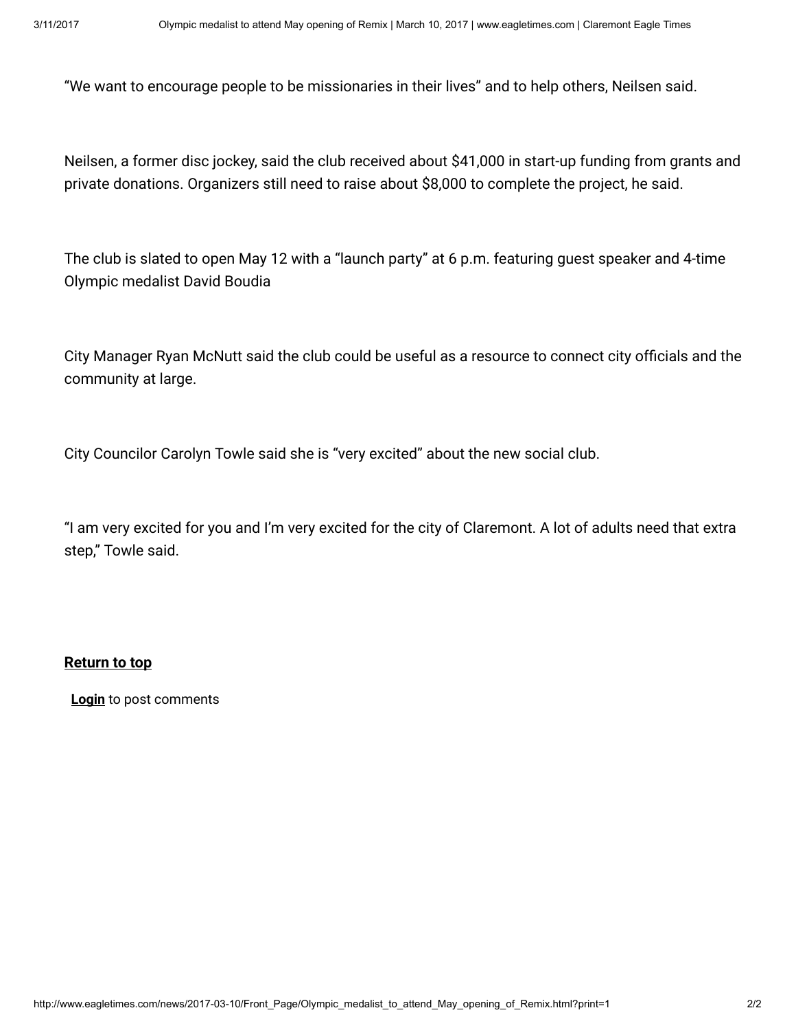"We want to encourage people to be missionaries in their lives" and to help others, Neilsen said.

Neilsen, a former disc jockey, said the club received about $41,000 in start-up funding from grants and private donations. Organizers still need to raise about $8,000 to complete the project, he said.

The club is slated to open May 12 with a "launch party" at 6 p.m. featuring guest speaker and 4-time Olympic medalist David Boudia

City Manager Ryan McNutt said the club could be useful as a resource to connect city officials and the community at large.

City Councilor Carolyn Towle said she is "very excited" about the new social club.

"I am very excited for you and I'm very excited for the city of Claremont. A lot of adults need that extra step," Towle said.

**Return to top**

**Login** to post comments